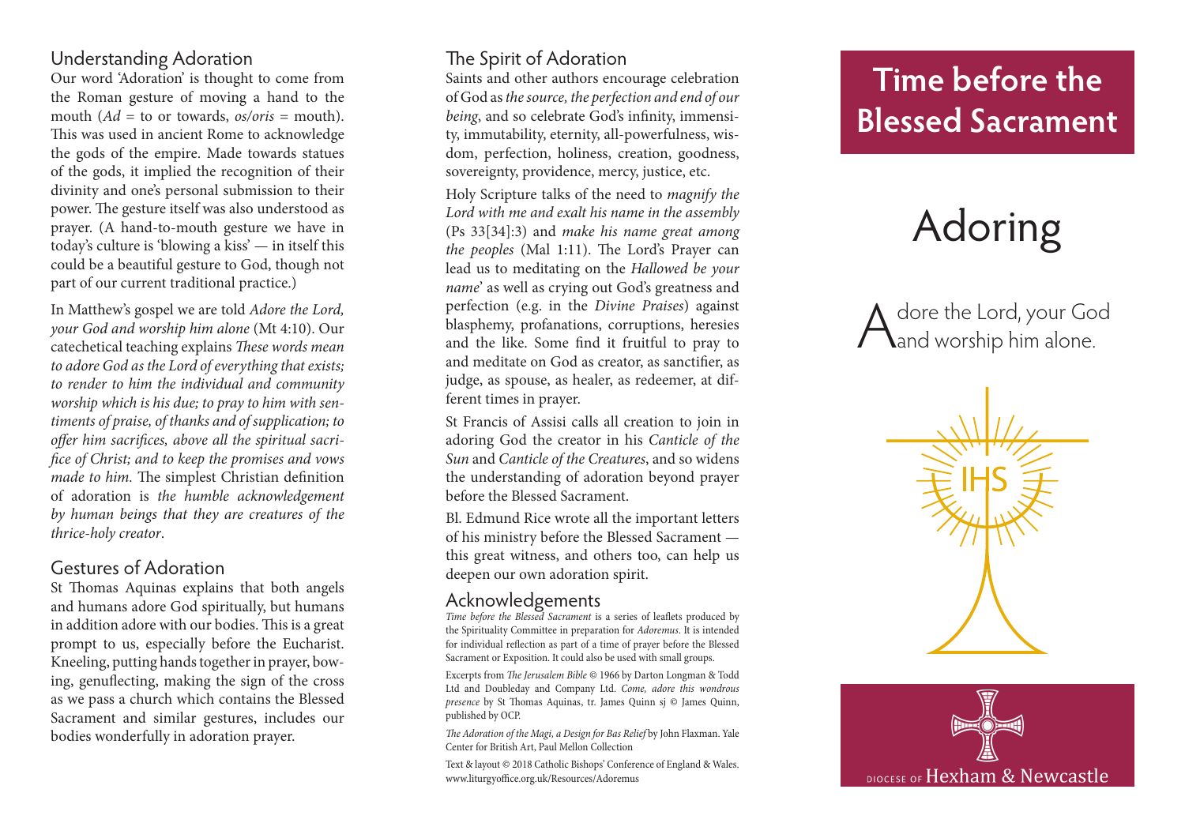## Understanding Adoration

Our word 'Adoration' is thought to come from the Roman gesture of moving a hand to the mouth (*Ad* = to or towards, *os/oris* = mouth). This was used in ancient Rome to acknowledge the gods of the empire. Made towards statues of the gods, it implied the recognition of their divinity and one's personal submission to their power. The gesture itself was also understood as prayer. (A hand-to-mouth gesture we have in today's culture is 'blowing a kiss' — in itself this could be a beautiful gesture to God, though not part of our current traditional practice.)

In Matthew's gospel we are told *Adore the Lord, your God and worship him alone* (Mt 4:10). Our catechetical teaching explains *These words mean to adore God as the Lord of everything that exists; to render to him the individual and community worship which is his due; to pray to him with sentiments of praise, of thanks and of supplication; to offer him sacrifices, above all the spiritual sacrifice of Christ; and to keep the promises and vows made to him.* The simplest Christian definition of adoration is *the humble acknowledgement by human beings that they are creatures of the thrice-holy creator*.

## Gestures of Adoration

St Thomas Aquinas explains that both angels and humans adore God spiritually, but humans in addition adore with our bodies. This is a great prompt to us, especially before the Eucharist. Kneeling, putting hands together in prayer, bowing, genuflecting, making the sign of the cross as we pass a church which contains the Blessed Sacrament and similar gestures, includes our bodies wonderfully in adoration prayer.

## The Spirit of Adoration

Saints and other authors encourage celebration of God as *the source, the perfection and end of our being*, and so celebrate God's infinity, immensity, immutability, eternity, all-powerfulness, wisdom, perfection, holiness, creation, goodness, sovereignty, providence, mercy, justice, etc.

Holy Scripture talks of the need to *magnify the Lord with me and exalt his name in the assembly* (Ps 33[34]:3) and *make his name great among the peoples* (Mal 1:11). The Lord's Prayer can lead us to meditating on the *Hallowed be your name*' as well as crying out God's greatness and perfection (e.g. in the *Divine Praises*) against blasphemy, profanations, corruptions, heresies and the like. Some find it fruitful to pray to and meditate on God as creator, as sanctifier, as judge, as spouse, as healer, as redeemer, at different times in prayer.

St Francis of Assisi calls all creation to join in adoring God the creator in his *Canticle of the Sun* and *Canticle of the Creatures*, and so widens the understanding of adoration beyond prayer before the Blessed Sacrament.

Bl. Edmund Rice wrote all the important letters of his ministry before the Blessed Sacrament — this great witness, and others too, can help us deepen our own adoration spirit.

## Acknowledgements

*Time before the Blessed Sacrament* is a series of leaflets produced by the Spirituality Committee in preparation for *Adoremus*. It is intended for individual reflection as part of a time of prayer before the Blessed Sacrament or Exposition. It could also be used with small groups.

Excerpts from *The Jerusalem Bible* © 1966 by Darton Longman & Todd Ltd and Doubleday and Company Ltd. *Come, adore this wondrous presence* by St Thomas Aquinas, tr. James Quinn sj © James Quinn, published by OCP.

*The Adoration of the Magi, a Design for Bas Relief* by John Flaxman. Yale Center for British Art, Paul Mellon Collection

Text & layout © 2018 Catholic Bishops' Conference of England & Wales. www.liturgyoffice.org.uk/Resources/Adoremus

# Time before the Blessed Sacrament

# Adoring

Adore the Lord, your God and worship him alone.

IHS

DIOCESE OF Hexham & Newcastle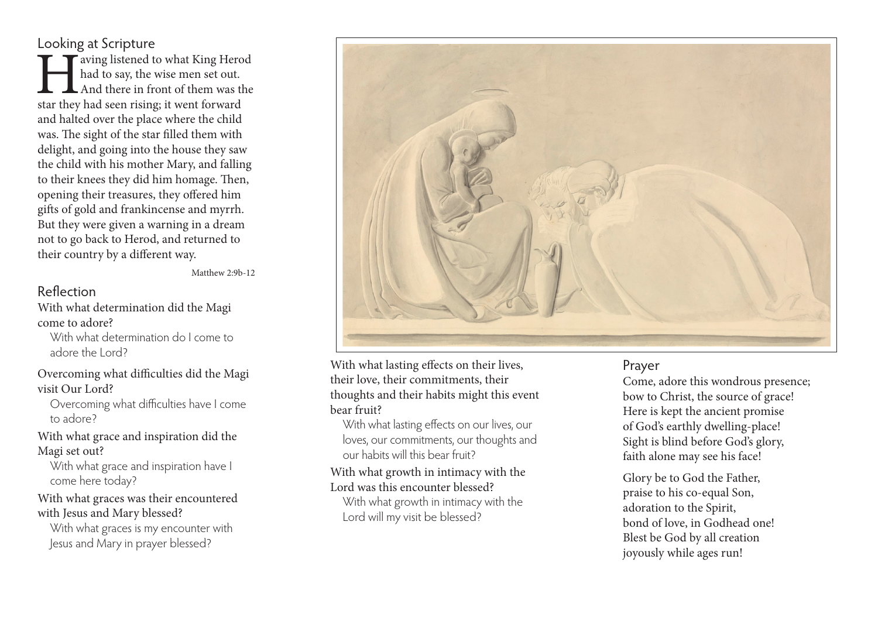## Looking at Scripture

Having listened to what King Herod had to say, the wise men set out. And there in front of them was the star they had seen rising; it went forward and halted over the place where the child was. The sight of the star filled them with delight, and going into the house they saw the child with his mother Mary, and falling to their knees they did him homage. Then, opening their treasures, they offered him gifts of gold and frankincense and myrrh. But they were given a warning in a dream not to go back to Herod, and returned to their country by a different way.

Matthew 2:9b-12

## Reflection

With what determination did the Magi come to adore?

With what determination do I come to adore the Lord?

Overcoming what difficulties did the Magi visit Our Lord?

Overcoming what difficulties have I come to adore?

With what grace and inspiration did the Magi set out?

With what grace and inspiration have I come here today?

With what graces was their encountered with Jesus and Mary blessed?

With what graces is my encounter with Jesus and Mary in prayer blessed?

With what lasting effects on their lives, their love, their commitments, their thoughts and their habits might this event bear fruit?

With what lasting effects on our lives, our loves, our commitments, our thoughts and our habits will this bear fruit?

With what growth in intimacy with the Lord was this encounter blessed?

With what growth in intimacy with the Lord will my visit be blessed?

## Prayer

Come, adore this wondrous presence;
bow to Christ, the source of grace!
Here is kept the ancient promise
of God's earthly dwelling-place!
Sight is blind before God's glory,
faith alone may see his face!

Glory be to God the Father,
praise to his co-equal Son,
adoration to the Spirit,
bond of love, in Godhead one!
Blest be God by all creation
joyously while ages run!